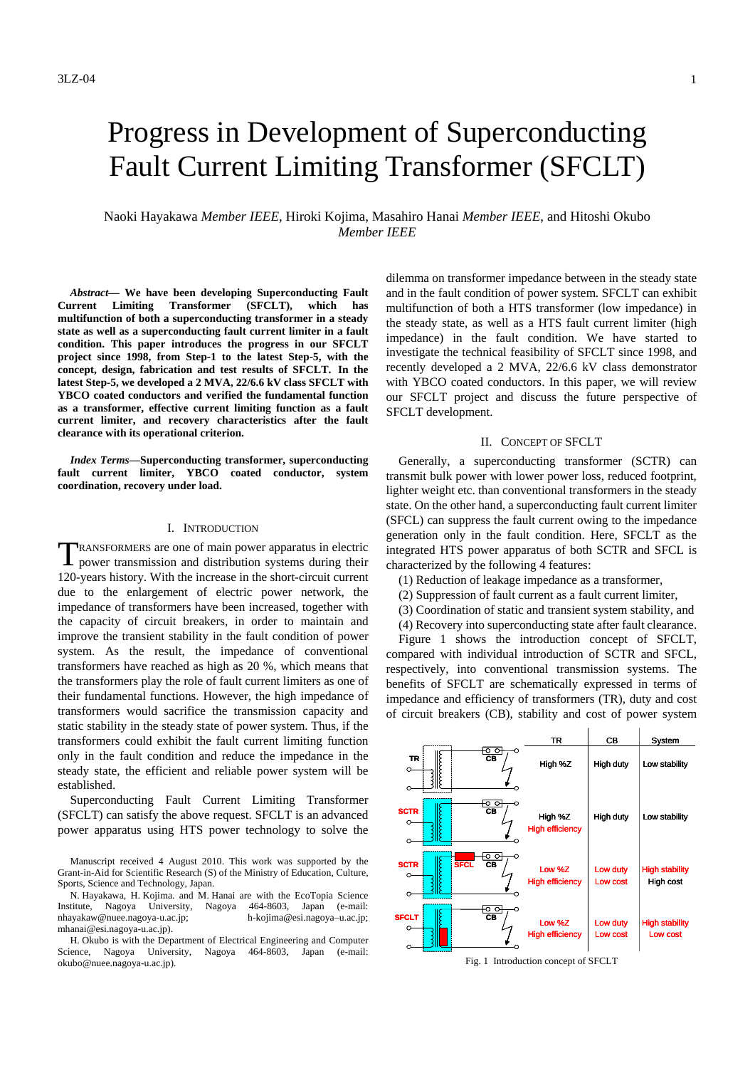# Progress in Development of Superconducting Fault Current Limiting Transformer (SFCLT)

Naoki Hayakawa *Member IEEE*, Hiroki Kojima, Masahiro Hanai *Member IEEE*, and Hitoshi Okubo *Member IEEE*

***Abstract*— We have been developing Superconducting Fault Current Limiting Transformer (SFCLT), which has multifunction of both a superconducting transformer in a steady state as well as a superconducting fault current limiter in a fault condition. This paper introduces the progress in our SFCLT project since 1998, from Step-1 to the latest Step-5, with the concept, design, fabrication and test results of SFCLT. In the latest Step-5, we developed a 2 MVA, 22/6.6 kV class SFCLT with YBCO coated conductors and verified the fundamental function as a transformer, effective current limiting function as a fault current limiter, and recovery characteristics after the fault clearance with its operational criterion.**

***Index Terms*—Superconducting transformer, superconducting fault current limiter, YBCO coated conductor, system coordination, recovery under load.**

## I. Introduction

TRANSFORMERS are one of main power apparatus in electric power transmission and distribution systems during their 120-years history. With the increase in the short-circuit current due to the enlargement of electric power network, the impedance of transformers have been increased, together with the capacity of circuit breakers, in order to maintain and improve the transient stability in the fault condition of power system. As the result, the impedance of conventional transformers have reached as high as 20 %, which means that the transformers play the role of fault current limiters as one of their fundamental functions. However, the high impedance of transformers would sacrifice the transmission capacity and static stability in the steady state of power system. Thus, if the transformers could exhibit the fault current limiting function only in the fault condition and reduce the impedance in the steady state, the efficient and reliable power system will be established.

Superconducting Fault Current Limiting Transformer (SFCLT) can satisfy the above request. SFCLT is an advanced power apparatus using HTS power technology to solve the dilemma on transformer impedance between in the steady state and in the fault condition of power system. SFCLT can exhibit multifunction of both a HTS transformer (low impedance) in the steady state, as well as a HTS fault current limiter (high impedance) in the fault condition. We have started to investigate the technical feasibility of SFCLT since 1998, and recently developed a 2 MVA, 22/6.6 kV class demonstrator with YBCO coated conductors. In this paper, we will review our SFCLT project and discuss the future perspective of SFCLT development.

## II. Concept of SFCLT

Generally, a superconducting transformer (SCTR) can transmit bulk power with lower power loss, reduced footprint, lighter weight etc. than conventional transformers in the steady state. On the other hand, a superconducting fault current limiter (SFCL) can suppress the fault current owing to the impedance generation only in the fault condition. Here, SFCLT as the integrated HTS power apparatus of both SCTR and SFCL is characterized by the following 4 features:

(1) Reduction of leakage impedance as a transformer,
(2) Suppression of fault current as a fault current limiter,
(3) Coordination of static and transient system stability, and
(4) Recovery into superconducting state after fault clearance.

Figure 1 shows the introduction concept of SFCLT, compared with individual introduction of SCTR and SFCL, respectively, into conventional transmission systems. The benefits of SFCLT are schematically expressed in terms of impedance and efficiency of transformers (TR), duty and cost of circuit breakers (CB), stability and cost of power system

TR CB System

TR CB High %Z High duty Low stability

SCTR CB High %Z High efficiency High duty Low stability

SCTR SFCL CB Low %Z High efficiency Low duty Low cost High stability High cost

SFCLT CB Low %Z High efficiency Low duty Low cost High stability Low cost

Fig. 1 Introduction concept of SFCLT

Manuscript received 4 August 2010. This work was supported by the Grant-in-Aid for Scientific Research (S) of the Ministry of Education, Culture, Sports, Science and Technology, Japan.

N. Hayakawa, H. Kojima. and M. Hanai are with the EcoTopia Science Institute, Nagoya University, Nagoya 464-8603, Japan (e-mail: nhayakaw@nuee.nagoya-u.ac.jp; h-kojima@esi.nagoya–u.ac.jp; mhanai@esi.nagoya-u.ac.jp).

H. Okubo is with the Department of Electrical Engineering and Computer Science, Nagoya University, Nagoya 464-8603, Japan (e-mail: okubo@nuee.nagoya-u.ac.jp).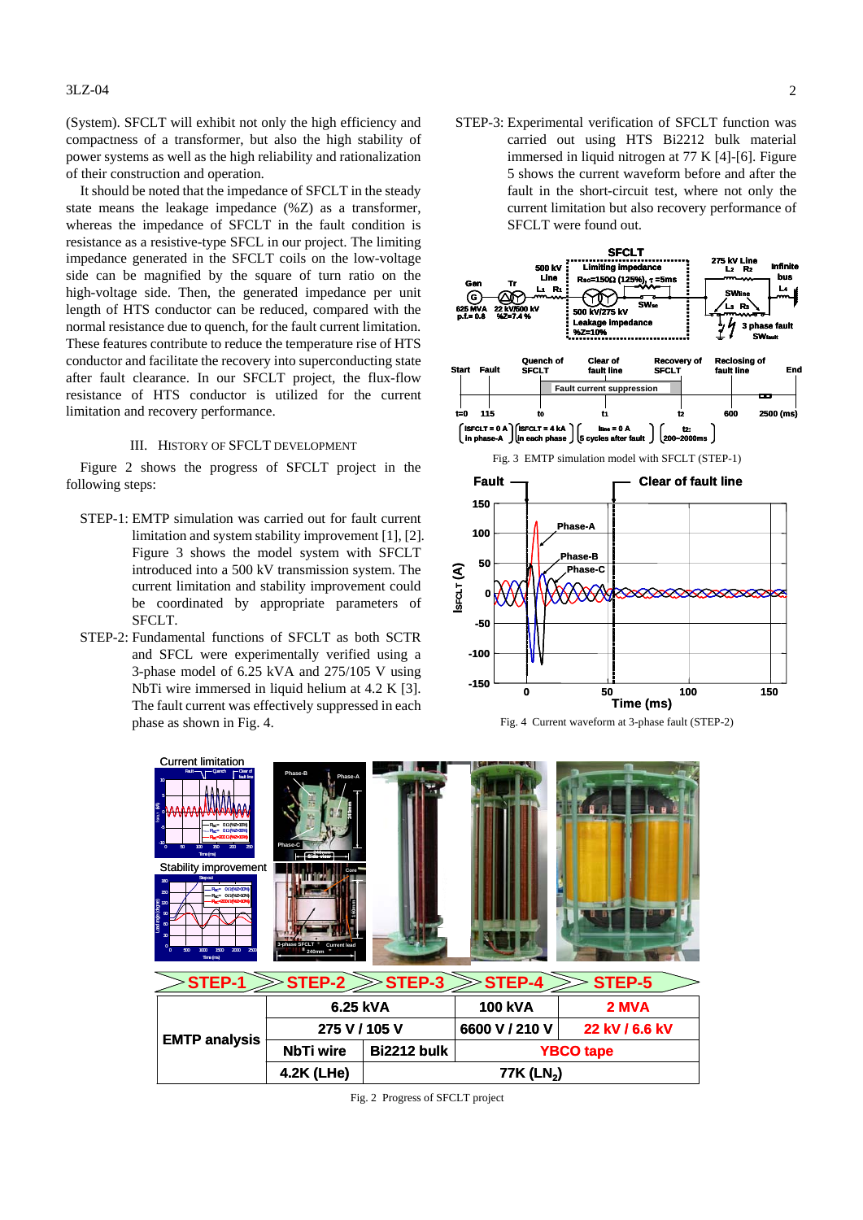(System). SFCLT will exhibit not only the high efficiency and compactness of a transformer, but also the high stability of power systems as well as the high reliability and rationalization of their construction and operation.

It should be noted that the impedance of SFCLT in the steady state means the leakage impedance (%Z) as a transformer, whereas the impedance of SFCLT in the fault condition is resistance as a resistive-type SFCL in our project. The limiting impedance generated in the SFCLT coils on the low-voltage side can be magnified by the square of turn ratio on the high-voltage side. Then, the generated impedance per unit length of HTS conductor can be reduced, compared with the normal resistance due to quench, for the fault current limitation. These features contribute to reduce the temperature rise of HTS conductor and facilitate the recovery into superconducting state after fault clearance. In our SFCLT project, the flux-flow resistance of HTS conductor is utilized for the current limitation and recovery performance.

## III. History of SFCLT Development

Figure 2 shows the progress of SFCLT project in the following steps:

STEP-1: EMTP simulation was carried out for fault current limitation and system stability improvement [1], [2]. Figure 3 shows the model system with SFCLT introduced into a 500 kV transmission system. The current limitation and stability improvement could be coordinated by appropriate parameters of SFCLT.

STEP-2: Fundamental functions of SFCLT as both SCTR and SFCL were experimentally verified using a 3-phase model of 6.25 kVA and 275/105 V using NbTi wire immersed in liquid helium at 4.2 K [3]. The fault current was effectively suppressed in each phase as shown in Fig. 4.

STEP-3: Experimental verification of SFCLT function was carried out using HTS Bi2212 bulk material immersed in liquid nitrogen at 77 K [4]-[6]. Figure 5 shows the current waveform before and after the fault in the short-circuit test, where not only the current limitation but also recovery performance of SFCLT were found out.

SFCLT
Gen
G
625 MVA
p.f.= 0.8
Tr
22 kV/500 kV
%Z=7.4 %
500 kV Line
L1 R1
Limiting impedance
$R_{SC}$=150Ω (125%), τ =5ms
$SW_{SC}$
500 kV/275 kV
Leakage impedance
%Z=10%
275 kV Line
L2 R2
Infinite bus
L4
$SW_{line}$
L3 R3
3 phase fault
$SW_{fault}$
Start Fault Quench of SFCLT Clear of fault line Recovery of SFCLT Reclosing of fault line End
Fault current suppression
t=0 115 t0 t1 t2 600 2500 (ms)
$I_{SFCLT}$ = 0 A in phase-A
$I_{SFCLT}$ = 4 kA in each phase
$I_{line}$ = 0 A 5 cycles after fault
t2: 200~2000ms

Fig. 3 EMTP simulation model with SFCLT (STEP-1)

Fault
Clear of fault line
Phase-A
Phase-B
Phase-C
$I_{SFCLT}$ (A)
150
100
50
0
-50
-100
-150
0
50
100
150
Time (ms)

Fig. 4 Current waveform at 3-phase fault (STEP-2)

Current limitation
Stability improvement
Phase-B
Phase-A
Phase-C
3-phase SFCLT
Current lead
Core
STEP-1 STEP-2 STEP-3 STEP-4 STEP-5

| EMTP analysis | 6.25 kVA | | 100 kVA | 2 MVA |
|---|---|---|---|---|
| | 275 V / 105 V | | 6600 V / 210 V | 22 kV / 6.6 kV |
| | NbTi wire | Bi2212 bulk | YBCO tape | |
| | 4.2K (LHe) | 77K ($LN_2$) | | |

Fig. 2 Progress of SFCLT project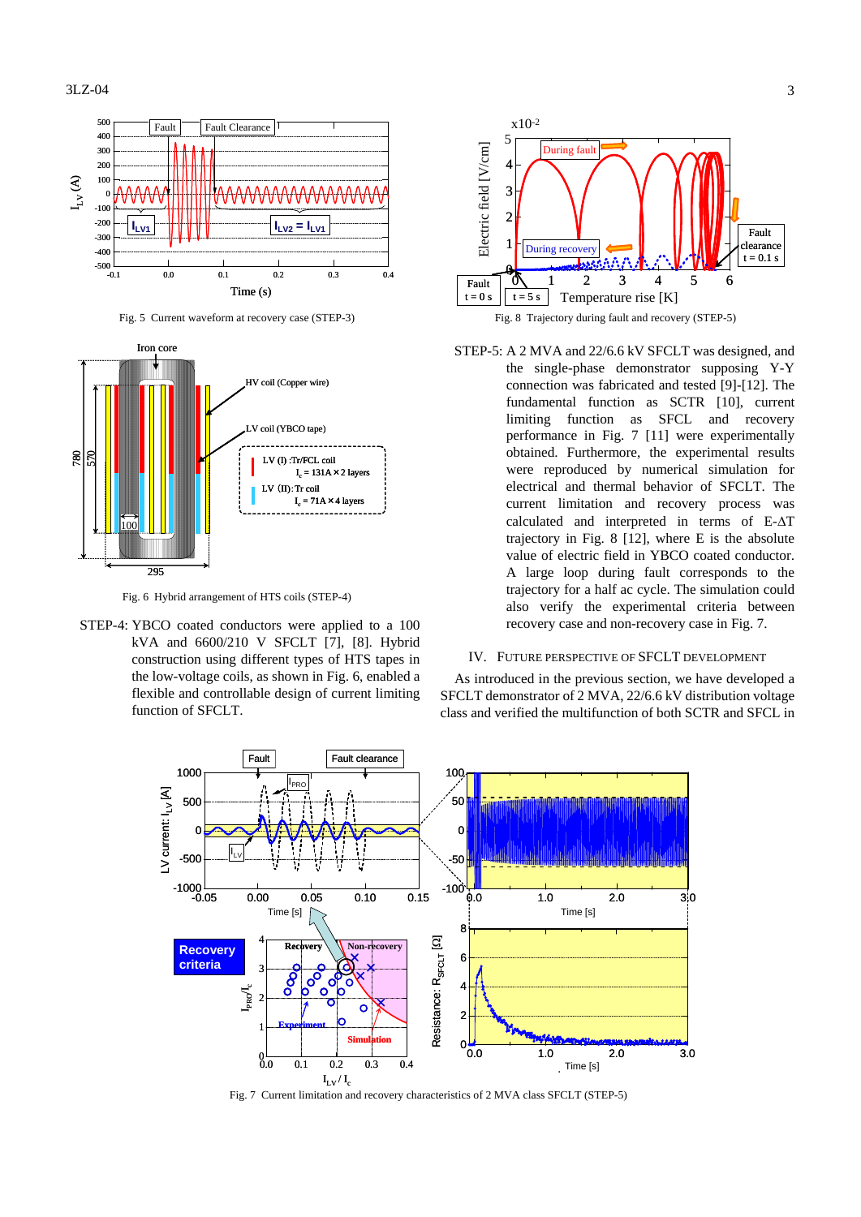Fault

Fault Clearance

$I_{LV}$ (A)

500
400
300
200
100
0
-100
-200
-300
-400
-500

$I_{LV1}$

$I_{LV2} = I_{LV1}$

-0.1 0.0 0.1 0.2 0.3 0.4

Time (s)

Fig. 5 Current waveform at recovery case (STEP-3)

Iron core

HV coil (Copper wire)

LV coil (YBCO tape)

LV (I) :Tr/FCL coil $I_c$ = 131A × 2 layers

LV (II): Tr coil $I_c$ = 71A × 4 layers

780

570

100

295

Fig. 6 Hybrid arrangement of HTS coils (STEP-4)

STEP-4: YBCO coated conductors were applied to a 100 kVA and 6600/210 V SFCLT [7], [8]. Hybrid construction using different types of HTS tapes in the low-voltage coils, as shown in Fig. 6, enabled a flexible and controllable design of current limiting function of SFCLT.

x10-2

5
4
3
2
1
0

Electric field [V/cm]

During fault

During recovery

Fault clearance t = 0.1 s

Fault t = 0 s

t = 5 s

0 1 2 3 4 5 6

Temperature rise [K]

Fig. 8 Trajectory during fault and recovery (STEP-5)

STEP-5: A 2 MVA and 22/6.6 kV SFCLT was designed, and the single-phase demonstrator supposing Y-Y connection was fabricated and tested [9]-[12]. The fundamental function as SCTR [10], current limiting function as SFCL and recovery performance in Fig. 7 [11] were experimentally obtained. Furthermore, the experimental results were reproduced by numerical simulation for electrical and thermal behavior of SFCLT. The current and recovery process was calculated and interpreted in terms of E-ΔT trajectory in Fig. 8 [12], where E is the absolute value of electric field in YBCO coated conductor. A large loop during fault corresponds to the trajectory for a half ac cycle. The simulation could also verify the experimental criteria between recovery case and non-recovery case in Fig. 7.

## IV. Future Perspective of SFCLT Development

As introduced in the previous section, we have developed a SFCLT demonstrator of 2 MVA, 22/6.6 kV distribution voltage class and verified the multifunction of both SCTR and SFCL in

Fault

Fault clearance

LV current: $I_{LV}$ [A]

1000
500
0
-500
-1000

$I_{PRO}$

$I_{LV}$

-0.05 0.00 0.05 0.10 0.15

Time [s]

100
50
0
-50
-100

0.0 1.0 2.0 3.0

Time [s]

Recovery criteria

$I_{PRO}/I_c$

4
3
2
1
0

Recovery

Non-recovery

Experiment

Simulation

0.0 0.1 0.2 0.3 0.4

$I_{LV} / I_c$

Resistance: $R_{SFCLT}$ [Ω]

8
6
4
2
0

0.0 1.0 2.0 3.0

Time [s]

Fig. 7 Current limitation and recovery characteristics of 2 MVA class SFCLT (STEP-5)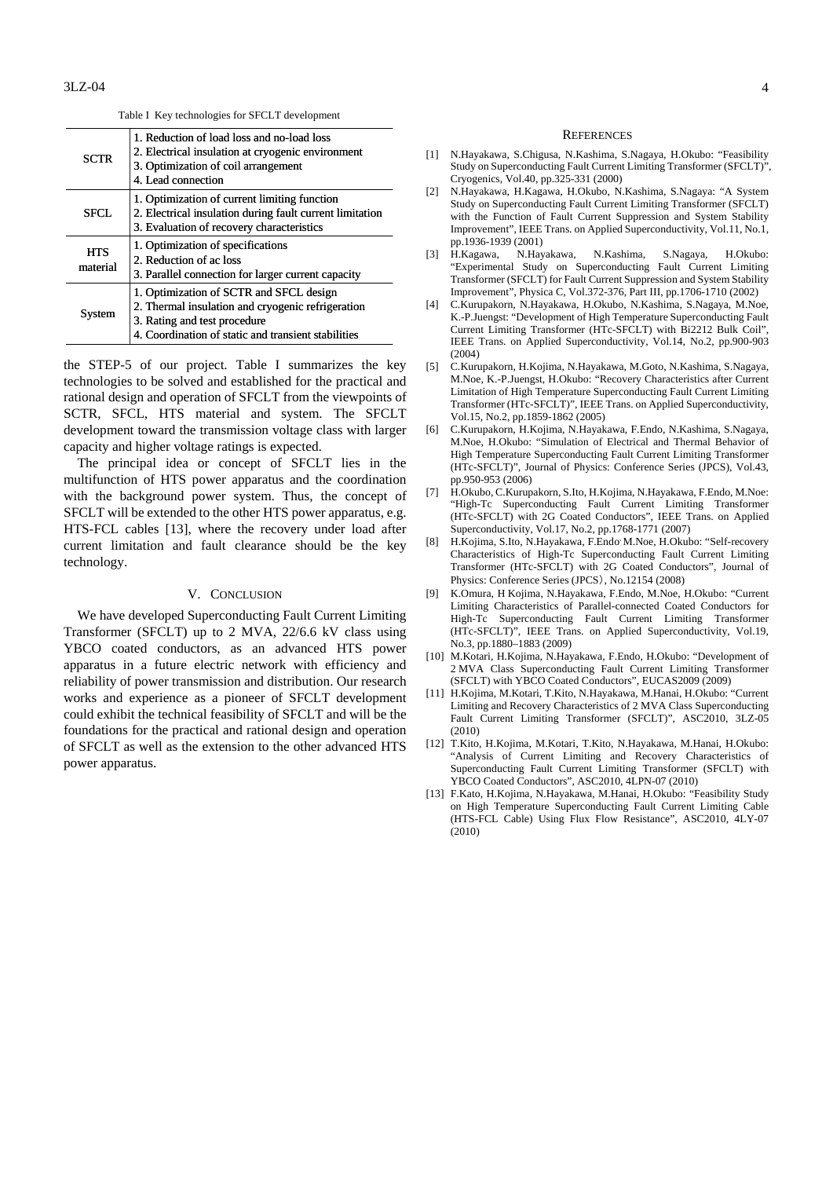Table I Key technologies for SFCLT development

| | |
|---|---|
| SCTR | 1. Reduction of load loss and no-load loss<br>2. Electrical insulation at cryogenic environment<br>3. Optimization of coil arrangement<br>4. Lead connection |
| SFCL | 1. Optimization of current limiting function<br>2. Electrical insulation during fault current limitation<br>3. Evaluation of recovery characteristics |
| HTS material | 1. Optimization of specifications<br>2. Reduction of ac loss<br>3. Parallel connection for larger current capacity |
| System | 1. Optimization of SCTR and SFCL design<br>2. Thermal insulation and cryogenic refrigeration<br>3. Rating and test procedure<br>4. Coordination of static and transient stabilities |

the STEP-5 of our project. Table I summarizes the key technologies to be solved and established for the practical and rational design and operation of SFCLT from the viewpoints of SCTR, SFCL, HTS material and system. The SFCLT development toward the transmission voltage class with larger capacity and higher voltage ratings is expected.

The principal idea or concept of SFCLT lies in the multifunction of HTS power apparatus and the coordination with the background power system. Thus, the concept of SFCLT will be extended to the other HTS power apparatus, e.g. HTS-FCL cables [13], where the recovery under load after current limitation and fault clearance should be the key technology.

## V. Conclusion

We have developed Superconducting Fault Current Limiting Transformer (SFCLT) up to 2 MVA, 22/6.6 kV class using YBCO coated conductors, as an advanced HTS power apparatus in a future electric network with efficiency and reliability of power transmission and distribution. Our research works and experience as a pioneer of SFCLT development could exhibit the technical feasibility of SFCLT and will be the foundations for the practical and rational design and operation of SFCLT as well as the extension to the other advanced HTS power apparatus.

## References

[1] N.Hayakawa, S.Chigusa, N.Kashima, S.Nagaya, H.Okubo: "Feasibility Study on Superconducting Fault Current Limiting Transformer (SFCLT)", Cryogenics, Vol.40, pp.325-331 (2000)

[2] N.Hayakawa, H.Kagawa, H.Okubo, N.Kashima, S.Nagaya: "A System Study on Superconducting Fault Current Limiting Transformer (SFCLT) with the Function of Fault Current Suppression and System Stability Improvement", IEEE Trans. on Applied Superconductivity, Vol.11, No.1, pp.1936-1939 (2001)

[3] H.Kagawa, N.Hayakawa, N.Kashima, S.Nagaya, H.Okubo: "Experimental Study on Superconducting Fault Current Limiting Transformer (SFCLT) for Fault Current Suppression and System Stability Improvement", Physica C, Vol.372-376, Part III, pp.1706-1710 (2002)

[4] C.Kurupakorn, N.Hayakawa, H.Okubo, N.Kashima, S.Nagaya, M.Noe, K.-P.Juengst: "Development of High Temperature Superconducting Fault Current Limiting Transformer (HTc-SFCLT) with Bi2212 Bulk Coil", IEEE Trans. on Applied Superconductivity, Vol.14, No.2, pp.900-903 (2004)

[5] C.Kurupakorn, H.Kojima, N.Hayakawa, M.Goto, N.Kashima, S.Nagaya, M.Noe, K.-P.Juengst, H.Okubo: "Recovery Characteristics after Current Limitation of High Temperature Superconducting Fault Current Limiting Transformer (HTc-SFCLT)", IEEE Trans. on Applied Superconductivity, Vol.15, No.2, pp.1859-1862 (2005)

[6] C.Kurupakorn, H.Kojima, N.Hayakawa, F.Endo, N.Kashima, S.Nagaya, M.Noe, H.Okubo: "Simulation of Electrical and Thermal Behavior of High Temperature Superconducting Fault Current Limiting Transformer (HTc-SFCLT)", Journal of Physics: Conference Series (JPCS), Vol.43, pp.950-953 (2006)

[7] H.Okubo, C.Kurupakorn, S.Ito, H.Kojima, N.Hayakawa, F.Endo, M.Noe: "High-Tc Superconducting Fault Current Limiting Transformer (HTc-SFCLT) with 2G Coated Conductors", IEEE Trans. on Applied Superconductivity, Vol.17, No.2, pp.1768-1771 (2007)

[8] H.Kojima, S.Ito, N.Hayakawa, F.Endo, M.Noe, H.Okubo: "Self-recovery Characteristics of High-Tc Superconducting Fault Current Limiting Transformer (HTc-SFCLT) with 2G Coated Conductors", Journal of Physics: Conference Series (JPCS), No.12154 (2008)

[9] K.Omura, H Kojima, N.Hayakawa, F.Endo, M.Noe, H.Okubo: "Current Limiting Characteristics of Parallel-connected Coated Conductors for High-Tc Superconducting Fault Current Limiting Transformer (HTc-SFCLT)", IEEE Trans. on Applied Superconductivity, Vol.19, No.3, pp.1880–1883 (2009)

[10] M.Kotari, H.Kojima, N.Hayakawa, F.Endo, H.Okubo: "Development of 2 MVA Class Superconducting Fault Current Limiting Transformer (SFCLT) with YBCO Coated Conductors", EUCAS2009 (2009)

[11] H.Kojima, M.Kotari, T.Kito, N.Hayakawa, M.Hanai, H.Okubo: "Current Limiting and Recovery Characteristics of 2 MVA Class Superconducting Fault Current Limiting Transformer (SFCLT)", ASC2010, 3LZ-05 (2010)

[12] T.Kito, H.Kojima, M.Kotari, T.Kito, N.Hayakawa, M.Hanai, H.Okubo: "Analysis of Current Limiting and Recovery Characteristics of Superconducting Fault Current Limiting Transformer (SFCLT) with YBCO Coated Conductors", ASC2010, 4LPN-07 (2010)

[13] F.Kato, H.Kojima, N.Hayakawa, M.Hanai, H.Okubo: "Feasibility Study on High Temperature Superconducting Fault Current Limiting Cable (HTS-FCL Cable) Using Flux Flow Resistance", ASC2010, 4LY-07 (2010)